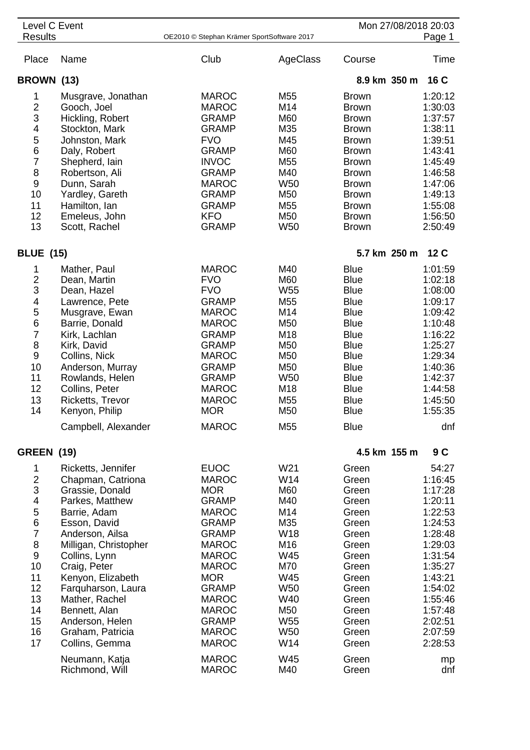Level C Event
Results

OE2010 © Stephan Krämer SportSoftware 2017

Mon 27/08/2018 20:03

| Place | Name | Club | AgeClass | Course | Time |
|---|---|---|---|---|---|
| **BROWN (13)** | | | | **8.9 km 350 m** | **16 C** |
| 1 | Musgrave, Jonathan | MAROC | M55 | Brown | 1:20:12 |
| 2 | Gooch, Joel | MAROC | M14 | Brown | 1:30:03 |
| 3 | Hickling, Robert | GRAMP | M60 | Brown | 1:37:57 |
| 4 | Stockton, Mark | GRAMP | M35 | Brown | 1:38:11 |
| 5 | Johnston, Mark | FVO | M45 | Brown | 1:39:51 |
| 6 | Daly, Robert | GRAMP | M60 | Brown | 1:43:41 |
| 7 | Shepherd, Iain | INVOC | M55 | Brown | 1:45:49 |
| 8 | Robertson, Ali | GRAMP | M40 | Brown | 1:46:58 |
| 9 | Dunn, Sarah | MAROC | W50 | Brown | 1:47:06 |
| 10 | Yardley, Gareth | GRAMP | M50 | Brown | 1:49:13 |
| 11 | Hamilton, Ian | GRAMP | M55 | Brown | 1:55:08 |
| 12 | Emeleus, John | KFO | M50 | Brown | 1:56:50 |
| 13 | Scott, Rachel | GRAMP | W50 | Brown | 2:50:49 |
| **BLUE (15)** | | | | **5.7 km 250 m** | **12 C** |
| 1 | Mather, Paul | MAROC | M40 | Blue | 1:01:59 |
| 2 | Dean, Martin | FVO | M60 | Blue | 1:02:18 |
| 3 | Dean, Hazel | FVO | W55 | Blue | 1:08:00 |
| 4 | Lawrence, Pete | GRAMP | M55 | Blue | 1:09:17 |
| 5 | Musgrave, Ewan | MAROC | M14 | Blue | 1:09:42 |
| 6 | Barrie, Donald | MAROC | M50 | Blue | 1:10:48 |
| 7 | Kirk, Lachlan | GRAMP | M18 | Blue | 1:16:22 |
| 8 | Kirk, David | GRAMP | M50 | Blue | 1:25:27 |
| 9 | Collins, Nick | MAROC | M50 | Blue | 1:29:34 |
| 10 | Anderson, Murray | GRAMP | M50 | Blue | 1:40:36 |
| 11 | Rowlands, Helen | GRAMP | W50 | Blue | 1:42:37 |
| 12 | Collins, Peter | MAROC | M18 | Blue | 1:44:58 |
| 13 | Ricketts, Trevor | MAROC | M55 | Blue | 1:45:50 |
| 14 | Kenyon, Philip | MOR | M50 | Blue | 1:55:35 |
| | Campbell, Alexander | MAROC | M55 | Blue | dnf |
| **GREEN (19)** | | | | **4.5 km 155 m** | **9 C** |
| 1 | Ricketts, Jennifer | EUOC | W21 | Green | 54:27 |
| 2 | Chapman, Catriona | MAROC | W14 | Green | 1:16:45 |
| 3 | Grassie, Donald | MOR | M60 | Green | 1:17:28 |
| 4 | Parkes, Matthew | GRAMP | M40 | Green | 1:20:11 |
| 5 | Barrie, Adam | MAROC | M14 | Green | 1:22:53 |
| 6 | Esson, David | GRAMP | M35 | Green | 1:24:53 |
| 7 | Anderson, Ailsa | GRAMP | W18 | Green | 1:28:48 |
| 8 | Milligan, Christopher | MAROC | M16 | Green | 1:29:03 |
| 9 | Collins, Lynn | MAROC | W45 | Green | 1:31:54 |
| 10 | Craig, Peter | MAROC | M70 | Green | 1:35:27 |
| 11 | Kenyon, Elizabeth | MOR | W45 | Green | 1:43:21 |
| 12 | Farquharson, Laura | GRAMP | W50 | Green | 1:54:02 |
| 13 | Mather, Rachel | MAROC | W40 | Green | 1:55:46 |
| 14 | Bennett, Alan | MAROC | M50 | Green | 1:57:48 |
| 15 | Anderson, Helen | GRAMP | W55 | Green | 2:02:51 |
| 16 | Graham, Patricia | MAROC | W50 | Green | 2:07:59 |
| 17 | Collins, Gemma | MAROC | W14 | Green | 2:28:53 |
| | Neumann, Katja | MAROC | W45 | Green | mp |
| | Richmond, Will | MAROC | M40 | Green | dnf |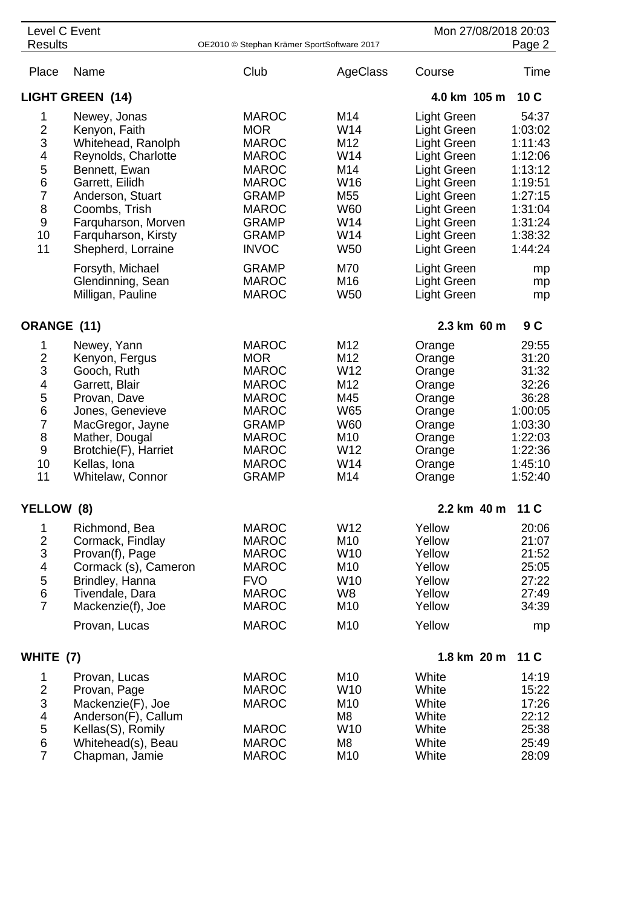| Place | Name | Club | AgeClass | Course | Time |
|---|---|---|---|---|---|
| **LIGHT GREEN (14)** | | | | **4.0 km 105 m** | **10 C** |
| 1 | Newey, Jonas | MAROC | M14 | Light Green | 54:37 |
| 2 | Kenyon, Faith | MOR | W14 | Light Green | 1:03:02 |
| 3 | Whitehead, Ranolph | MAROC | M12 | Light Green | 1:11:43 |
| 4 | Reynolds, Charlotte | MAROC | W14 | Light Green | 1:12:06 |
| 5 | Bennett, Ewan | MAROC | M14 | Light Green | 1:13:12 |
| 6 | Garrett, Eilidh | MAROC | W16 | Light Green | 1:19:51 |
| 7 | Anderson, Stuart | GRAMP | M55 | Light Green | 1:27:15 |
| 8 | Coombs, Trish | MAROC | W60 | Light Green | 1:31:04 |
| 9 | Farquharson, Morven | GRAMP | W14 | Light Green | 1:31:24 |
| 10 | Farquharson, Kirsty | GRAMP | W14 | Light Green | 1:38:32 |
| 11 | Shepherd, Lorraine | INVOC | W50 | Light Green | 1:44:24 |
| | Forsyth, Michael | GRAMP | M70 | Light Green | mp |
| | Glendinning, Sean | MAROC | M16 | Light Green | mp |
| | Milligan, Pauline | MAROC | W50 | Light Green | mp |
| **ORANGE (11)** | | | | **2.3 km 60 m** | **9 C** |
| 1 | Newey, Yann | MAROC | M12 | Orange | 29:55 |
| 2 | Kenyon, Fergus | MOR | M12 | Orange | 31:20 |
| 3 | Gooch, Ruth | MAROC | W12 | Orange | 31:32 |
| 4 | Garrett, Blair | MAROC | M12 | Orange | 32:26 |
| 5 | Provan, Dave | MAROC | M45 | Orange | 36:28 |
| 6 | Jones, Genevieve | MAROC | W65 | Orange | 1:00:05 |
| 7 | MacGregor, Jayne | GRAMP | W60 | Orange | 1:03:30 |
| 8 | Mather, Dougal | MAROC | M10 | Orange | 1:22:03 |
| 9 | Brotchie(F), Harriet | MAROC | W12 | Orange | 1:22:36 |
| 10 | Kellas, Iona | MAROC | W14 | Orange | 1:45:10 |
| 11 | Whitelaw, Connor | GRAMP | M14 | Orange | 1:52:40 |
| **YELLOW (8)** | | | | **2.2 km 40 m** | **11 C** |
| 1 | Richmond, Bea | MAROC | W12 | Yellow | 20:06 |
| 2 | Cormack, Findlay | MAROC | M10 | Yellow | 21:07 |
| 3 | Provan(f), Page | MAROC | W10 | Yellow | 21:52 |
| 4 | Cormack (s), Cameron | MAROC | M10 | Yellow | 25:05 |
| 5 | Brindley, Hanna | FVO | W10 | Yellow | 27:22 |
| 6 | Tivendale, Dara | MAROC | W8 | Yellow | 27:49 |
| 7 | Mackenzie(f), Joe | MAROC | M10 | Yellow | 34:39 |
| | Provan, Lucas | MAROC | M10 | Yellow | mp |
| **WHITE (7)** | | | | **1.8 km 20 m** | **11 C** |
| 1 | Provan, Lucas | MAROC | M10 | White | 14:19 |
| 2 | Provan, Page | MAROC | W10 | White | 15:22 |
| 3 | Mackenzie(F), Joe | MAROC | M10 | White | 17:26 |
| 4 | Anderson(F), Callum | | M8 | White | 22:12 |
| 5 | Kellas(S), Romily | MAROC | W10 | White | 25:38 |
| 6 | Whitehead(s), Beau | MAROC | M8 | White | 25:49 |
| 7 | Chapman, Jamie | MAROC | M10 | White | 28:09 |